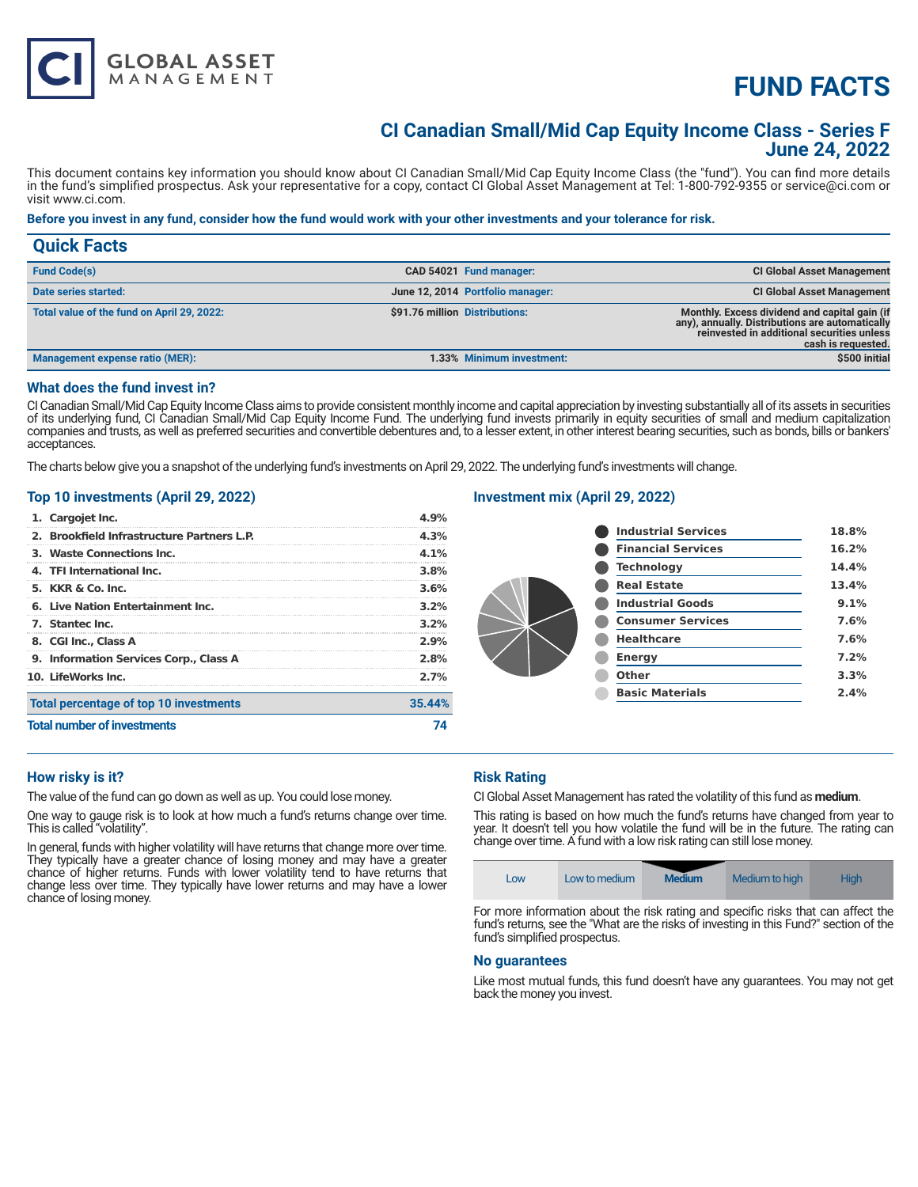# FUND FACTS

## CI Canadian Small/Mid Cap Equity Income Class - Series F
## June 24, 2022

This document contains key information you should know about CI Canadian Small/Mid Cap Equity Income Class (the "fund"). You can find more details in the fund's simplified prospectus. Ask your representative for a copy, contact CI Global Asset Management at Tel: 1-800-792-9355 or service@ci.com or visit www.ci.com.

**Before you invest in any fund, consider how the fund would work with your other investments and your tolerance for risk.**

## Quick Facts

| | | | |
|---|---|---|---|
| **Fund Code(s)** | CAD 54021 | **Fund manager:** | CI Global Asset Management |
| **Date series started:** | June 12, 2014 | **Portfolio manager:** | CI Global Asset Management |
| **Total value of the fund on April 29, 2022:** | $91.76 million | **Distributions:** | Monthly. Excess dividend and capital gain (if any), annually. Distributions are automatically reinvested in additional securities unless cash is requested. |
| **Management expense ratio (MER):** | 1.33% | **Minimum investment:** | $500 initial |

### What does the fund invest in?

CI Canadian Small/Mid Cap Equity Income Class aims to provide consistent monthly income and capital appreciation by investing substantially all of its assets in securities of its underlying fund, CI Canadian Small/Mid Cap Equity Income Fund. The underlying fund invests primarily in equity securities of small and medium capitalization companies and trusts, as well as preferred securities and convertible debentures and, to a lesser extent, in other interest bearing securities, such as bonds, bills or bankers' acceptances.

The charts below give you a snapshot of the underlying fund's investments on April 29, 2022. The underlying fund's investments will change.

### Top 10 investments (April 29, 2022)

| | |
|---|---|
| 1. Cargojet Inc. | 4.9% |
| 2. Brookfield Infrastructure Partners L.P. | 4.3% |
| 3. Waste Connections Inc. | 4.1% |
| 4. TFI International Inc. | 3.8% |
| 5. KKR & Co. Inc. | 3.6% |
| 6. Live Nation Entertainment Inc. | 3.2% |
| 7. Stantec Inc. | 3.2% |
| 8. CGI Inc., Class A | 2.9% |
| 9. Information Services Corp., Class A | 2.8% |
| 10. LifeWorks Inc. | 2.7% |
| **Total percentage of top 10 investments** | **35.44%** |
| **Total number of investments** | **74** |

### Investment mix (April 29, 2022)

| | |
|---|---|
| Industrial Services | 18.8% |
| Financial Services | 16.2% |
| Technology | 14.4% |
| Real Estate | 13.4% |
| Industrial Goods | 9.1% |
| Consumer Services | 7.6% |
| Healthcare | 7.6% |
| Energy | 7.2% |
| Other | 3.3% |
| Basic Materials | 2.4% |

### How risky is it?

The value of the fund can go down as well as up. You could lose money.

One way to gauge risk is to look at how much a fund's returns change over time. This is called "volatility".

In general, funds with higher volatility will have returns that change more over time. They typically have a greater chance of losing money and may have a greater chance of higher returns. Funds with lower volatility tend to have returns that change less over time. They typically have lower returns and may have a lower chance of losing money.

### Risk Rating

CI Global Asset Management has rated the volatility of this fund as **medium**.

This rating is based on how much the fund's returns have changed from year to year. It doesn't tell you how volatile the fund will be in the future. The rating can change over time. A fund with a low risk rating can still lose money.

| Low | Low to medium | **Medium** | Medium to high | High |
|---|---|---|---|---|

For more information about the risk rating and specific risks that can affect the fund's returns, see the "What are the risks of investing in this Fund?" section of the fund's simplified prospectus.

### No guarantees

Like most mutual funds, this fund doesn't have any guarantees. You may not get back the money you invest.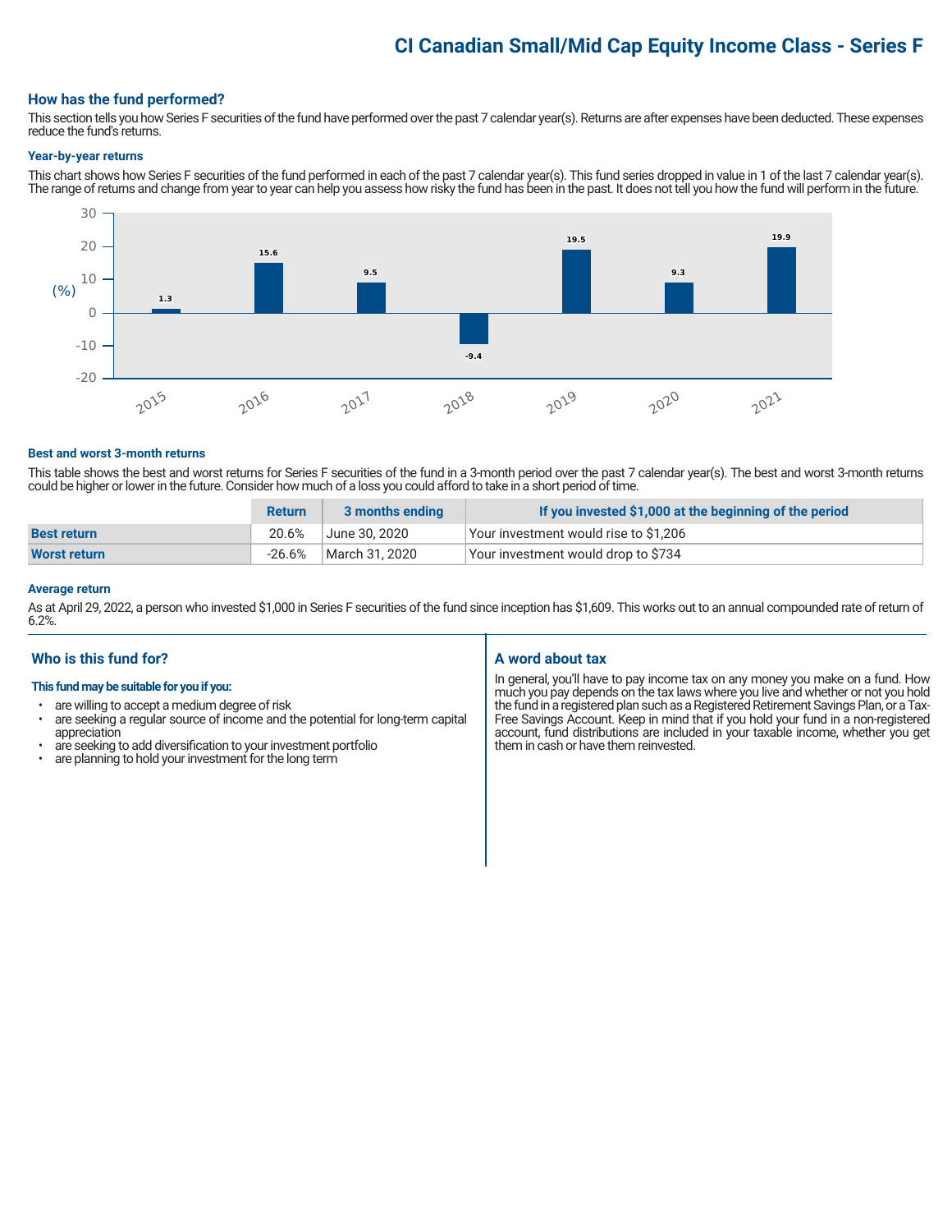# CI Canadian Small/Mid Cap Equity Income Class - Series F

## How has the fund performed?

This section tells you how Series F securities of the fund have performed over the past 7 calendar year(s). Returns are after expenses have been deducted. These expenses reduce the fund's returns.

### Year-by-year returns

This chart shows how Series F securities of the fund performed in each of the past 7 calendar year(s). This fund series dropped in value in 1 of the last 7 calendar year(s). The range of returns and change from year to year can help you assess how risky the fund has been in the past. It does not tell you how the fund will perform in the future.

| Year | Return (%) |
| --- | --- |
| 2015 | 1.3 |
| 2016 | 15.6 |
| 2017 | 9.5 |
| 2018 | -9.4 |
| 2019 | 19.5 |
| 2020 | 9.3 |
| 2021 | 19.9 |

### Best and worst 3-month returns

This table shows the best and worst returns for Series F securities of the fund in a 3-month period over the past 7 calendar year(s). The best and worst 3-month returns could be higher or lower in the future. Consider how much of a loss you could afford to take in a short period of time.

| | Return | 3 months ending | If you invested $1,000 at the beginning of the period |
| --- | --- | --- | --- |
| **Best return** | 20.6% | June 30, 2020 | Your investment would rise to $1,206 |
| **Worst return** | -26.6% | March 31, 2020 | Your investment would drop to $734 |

### Average return

As at April 29, 2022, a person who invested $1,000 in Series F securities of the fund since inception has $1,609. This works out to an annual compounded rate of return of 6.2%.

## Who is this fund for?

**This fund may be suitable for you if you:**

- are willing to accept a medium degree of risk
- are seeking a regular source of income and the potential for long-term capital appreciation
- are seeking to add diversification to your investment portfolio
- are planning to hold your investment for the long term

## A word about tax

In general, you'll have to pay income tax on any money you make on a fund. How much you pay depends on the tax laws where you live and whether or not you hold the fund in a registered plan such as a Registered Retirement Savings Plan, or a Tax-Free Savings Account. Keep in mind that if you hold your fund in a non-registered account, fund distributions are included in your taxable income, whether you get them in cash or have them reinvested.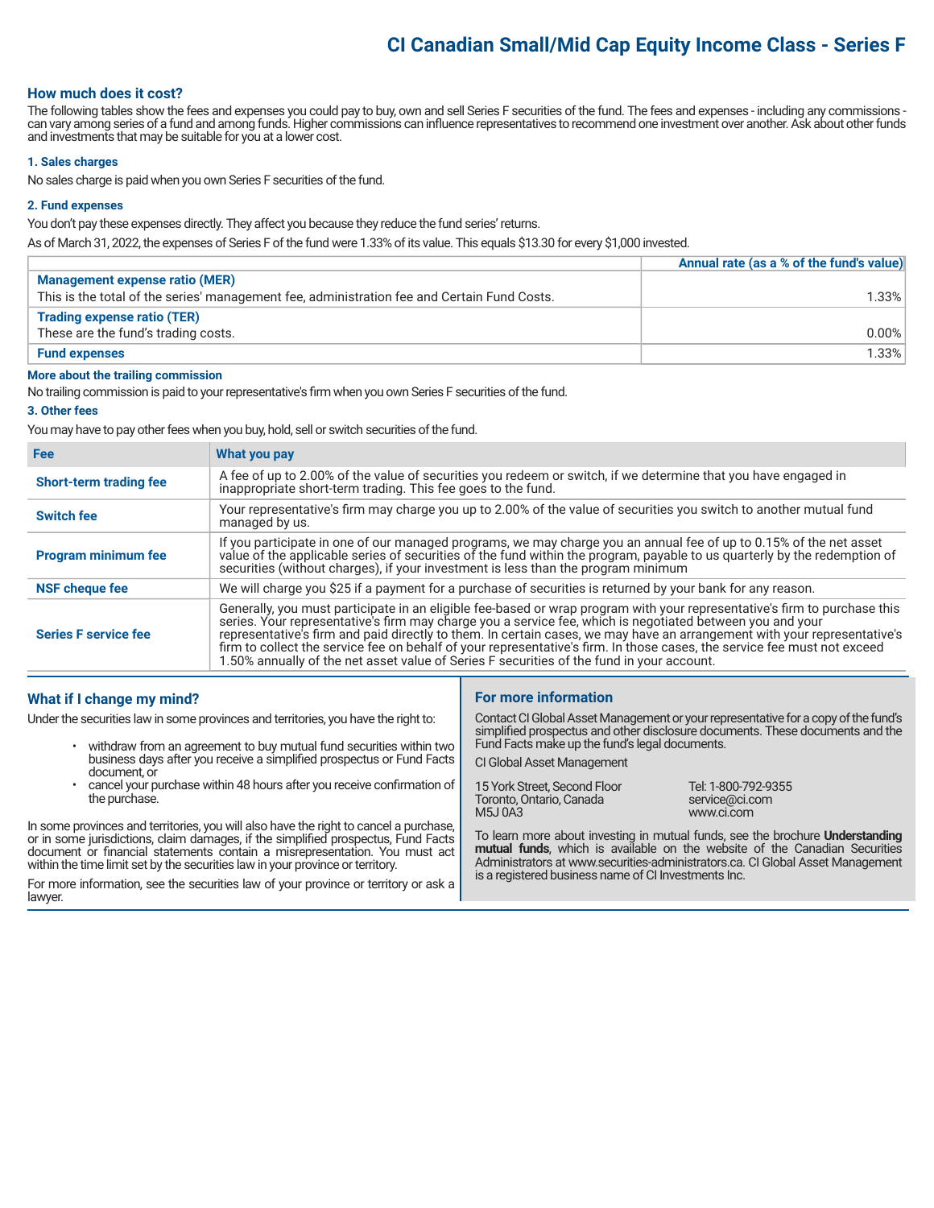# CI Canadian Small/Mid Cap Equity Income Class - Series F

## How much does it cost?

The following tables show the fees and expenses you could pay to buy, own and sell Series F securities of the fund. The fees and expenses - including any commissions - can vary among series of a fund and among funds. Higher commissions can influence representatives to recommend one investment over another. Ask about other funds and investments that may be suitable for you at a lower cost.

### 1. Sales charges

No sales charge is paid when you own Series F securities of the fund.

### 2. Fund expenses

You don't pay these expenses directly. They affect you because they reduce the fund series' returns.

As of March 31, 2022, the expenses of Series F of the fund were 1.33% of its value. This equals $13.30 for every $1,000 invested.

| | Annual rate (as a % of the fund's value) |
|---|---|
| **Management expense ratio (MER)**<br>This is the total of the series' management fee, administration fee and Certain Fund Costs. | 1.33% |
| **Trading expense ratio (TER)**<br>These are the fund's trading costs. | 0.00% |
| **Fund expenses** | 1.33% |

#### More about the trailing commission

No trailing commission is paid to your representative's firm when you own Series F securities of the fund.

### 3. Other fees

You may have to pay other fees when you buy, hold, sell or switch securities of the fund.

| Fee | What you pay |
|---|---|
| **Short-term trading fee** | A fee of up to 2.00% of the value of securities you redeem or switch, if we determine that you have engaged in inappropriate short-term trading. This fee goes to the fund. |
| **Switch fee** | Your representative's firm may charge you up to 2.00% of the value of securities you switch to another mutual fund managed by us. |
| **Program minimum fee** | If you participate in one of our managed programs, we may charge you an annual fee of up to 0.15% of the net asset value of the applicable series of securities of the fund within the program, payable to us quarterly by the redemption of securities (without charges), if your investment is less than the program minimum |
| **NSF cheque fee** | We will charge you $25 if a payment for a purchase of securities is returned by your bank for any reason. |
| **Series F service fee** | Generally, you must participate in an eligible fee-based or wrap program with your representative's firm to purchase this series. Your representative's firm may charge you a service fee, which is negotiated between you and your representative's firm and paid directly to them. In certain cases, we may have an arrangement with your representative's firm to collect the service fee on behalf of your representative's firm. In those cases, the service fee must not exceed 1.50% annually of the net asset value of Series F securities of the fund in your account. |

## What if I change my mind?

Under the securities law in some provinces and territories, you have the right to:

- withdraw from an agreement to buy mutual fund securities within two business days after you receive a simplified prospectus or Fund Facts document, or
- cancel your purchase within 48 hours after you receive confirmation of the purchase.

In some provinces and territories, you will also have the right to cancel a purchase, or in some jurisdictions, claim damages, if the simplified prospectus, Fund Facts document or financial statements contain a misrepresentation. You must act within the time limit set by the securities law in your province or territory.

For more information, see the securities law of your province or territory or ask a lawyer.

## For more information

Contact CI Global Asset Management or your representative for a copy of the fund's simplified prospectus and other disclosure documents. These documents and the Fund Facts make up the fund's legal documents.

CI Global Asset Management

15 York Street, Second Floor
Toronto, Ontario, Canada
M5J 0A3

Tel: 1-800-792-9355
service@ci.com
www.ci.com

To learn more about investing in mutual funds, see the brochure **Understanding mutual funds**, which is available on the website of the Canadian Securities Administrators at www.securities-administrators.ca. CI Global Asset Management is a registered business name of CI Investments Inc.